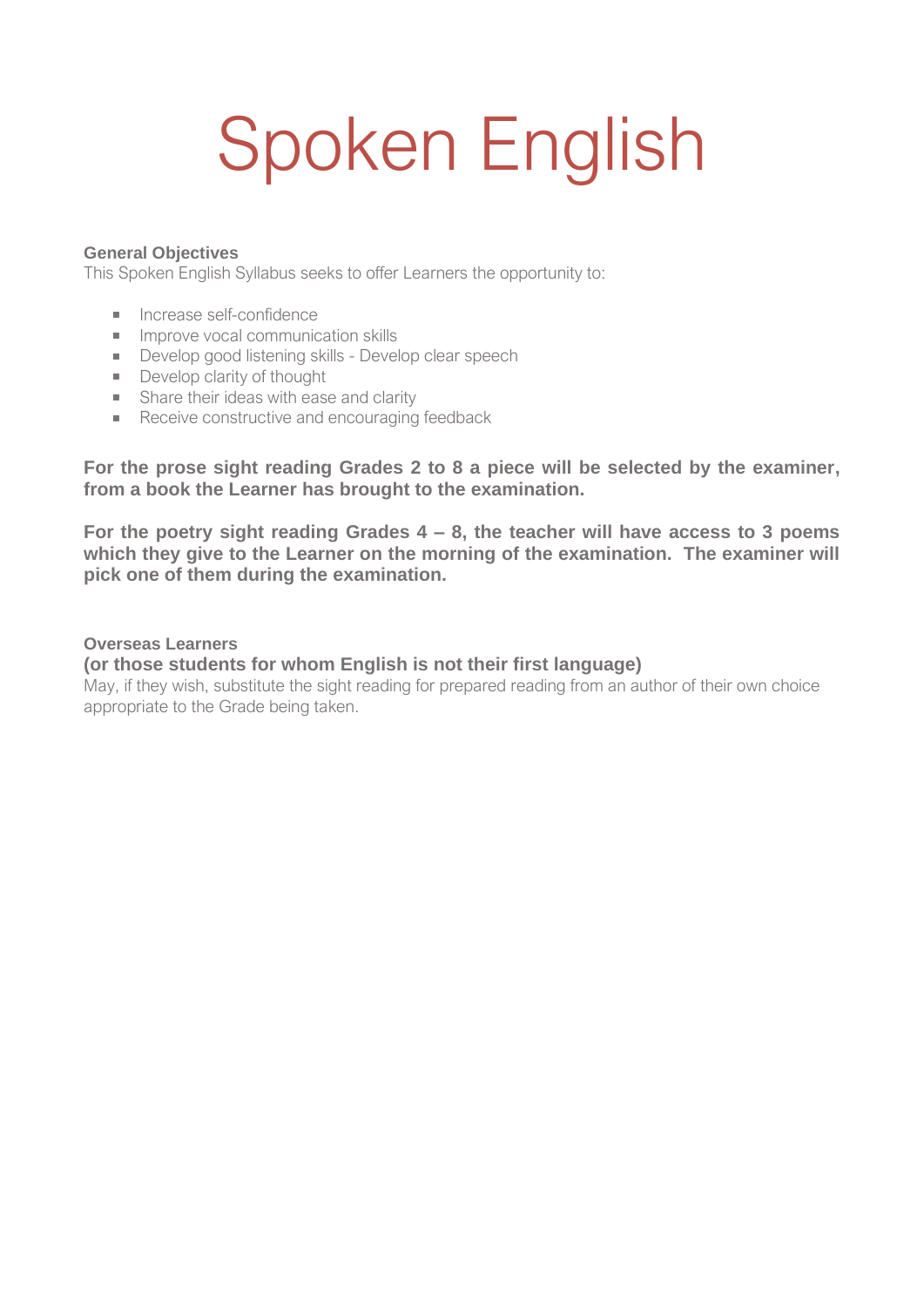# Spoken English

**General Objectives**
This Spoken English Syllabus seeks to offer Learners the opportunity to:

- Increase self-confidence
- Improve vocal communication skills
- Develop good listening skills - Develop clear speech
- Develop clarity of thought
- Share their ideas with ease and clarity
- Receive constructive and encouraging feedback

**For the prose sight reading Grades 2 to 8 a piece will be selected by the examiner, from a book the Learner has brought to the examination.**

**For the poetry sight reading Grades 4 – 8, the teacher will have access to 3 poems which they give to the Learner on the morning of the examination. The examiner will pick one of them during the examination.**

**Overseas Learners**
**(or those students for whom English is not their first language)**
May, if they wish, substitute the sight reading for prepared reading from an author of their own choice appropriate to the Grade being taken.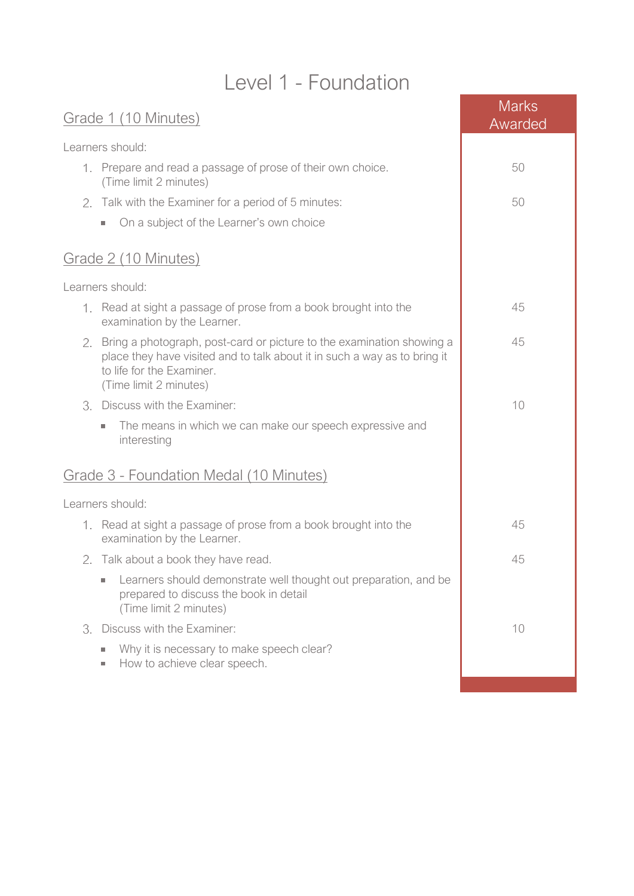# Level 1 - Foundation

| | Marks Awarded |
|---|---|
| **Grade 1 (10 Minutes)** | |
| Learners should: | |
| 1. Prepare and read a passage of prose of their own choice. (Time limit 2 minutes) | 50 |
| 2. Talk with the Examiner for a period of 5 minutes: | 50 |
| ▪ On a subject of the Learner's own choice | |
| **Grade 2 (10 Minutes)** | |
| Learners should: | |
| 1. Read at sight a passage of prose from a book brought into the examination by the Learner. | 45 |
| 2. Bring a photograph, post-card or picture to the examination showing a place they have visited and to talk about it in such a way as to bring it to life for the Examiner. (Time limit 2 minutes) | 45 |
| 3. Discuss with the Examiner: | 10 |
| ▪ The means in which we can make our speech expressive and interesting | |
| **Grade 3 - Foundation Medal (10 Minutes)** | |
| Learners should: | |
| 1. Read at sight a passage of prose from a book brought into the examination by the Learner. | 45 |
| 2. Talk about a book they have read. | 45 |
| ▪ Learners should demonstrate well thought out preparation, and be prepared to discuss the book in detail (Time limit 2 minutes) | |
| 3. Discuss with the Examiner: | 10 |
| ▪ Why it is necessary to make speech clear? | |
| ▪ How to achieve clear speech. | |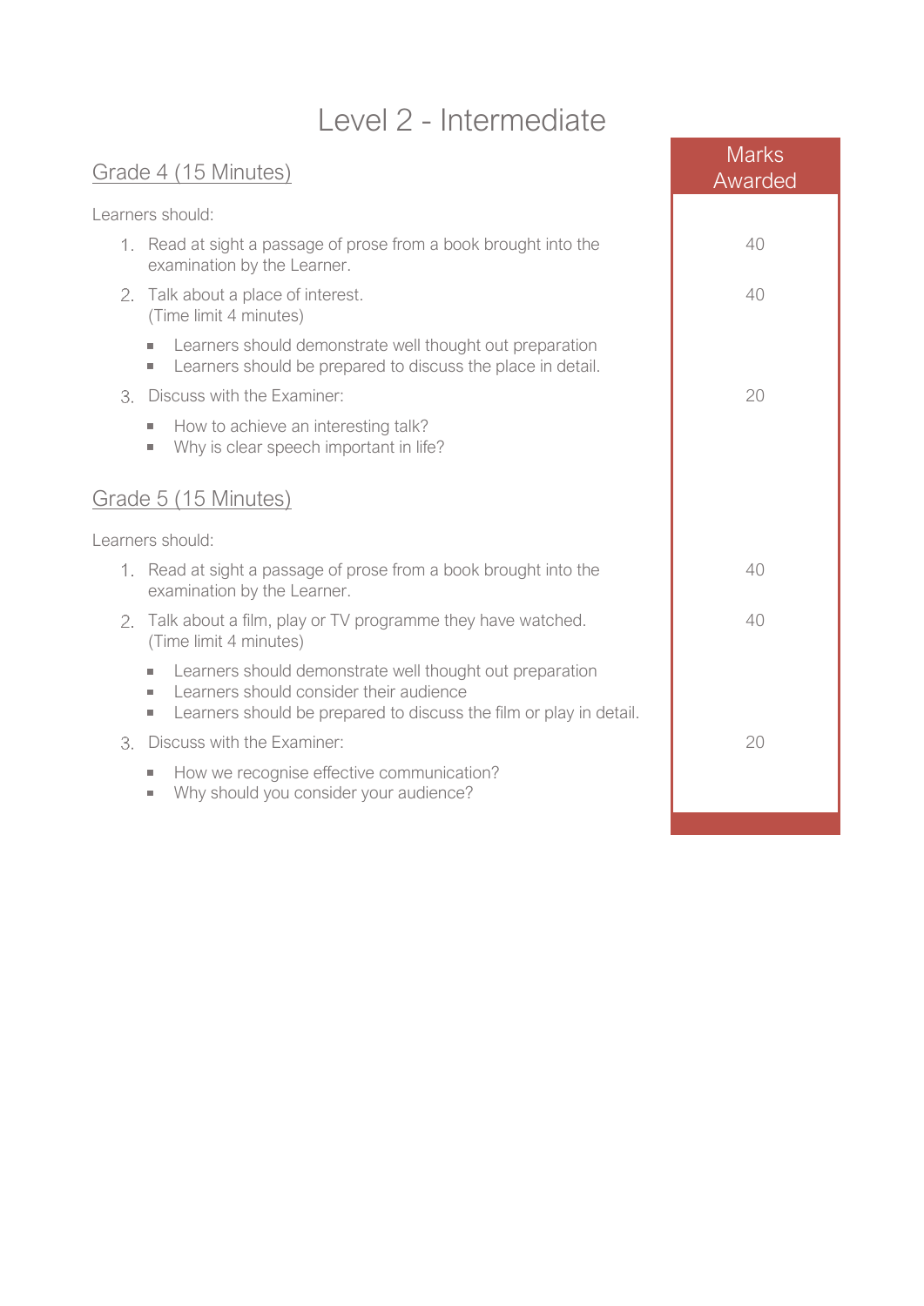# Level 2 - Intermediate

## Grade 4 (15 Minutes)

Learners should:

| Task | Marks Awarded |
|---|---|
| 1. Read at sight a passage of prose from a book brought into the examination by the Learner. | 40 |
| 2. Talk about a place of interest. (Time limit 4 minutes)<br>▪ Learners should demonstrate well thought out preparation<br>▪ Learners should be prepared to discuss the place in detail. | 40 |
| 3. Discuss with the Examiner:<br>▪ How to achieve an interesting talk?<br>▪ Why is clear speech important in life? | 20 |

## Grade 5 (15 Minutes)

Learners should:

| Task | Marks Awarded |
|---|---|
| 1. Read at sight a passage of prose from a book brought into the examination by the Learner. | 40 |
| 2. Talk about a film, play or TV programme they have watched. (Time limit 4 minutes)<br>▪ Learners should demonstrate well thought out preparation<br>▪ Learners should consider their audience<br>▪ Learners should be prepared to discuss the film or play in detail. | 40 |
| 3. Discuss with the Examiner:<br>▪ How we recognise effective communication?<br>▪ Why should you consider your audience? | 20 |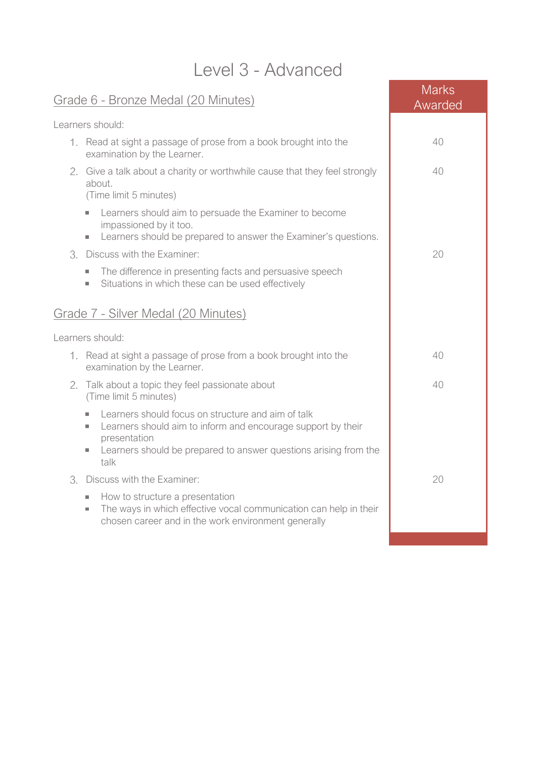# Level 3 - Advanced

## Grade 6 - Bronze Medal (20 Minutes)

**Marks Awarded**

Learners should:

1. Read at sight a passage of prose from a book brought into the examination by the Learner. — **40**
2. Give a talk about a charity or worthwhile cause that they feel strongly about.
   (Time limit 5 minutes) — **40**
   - Learners should aim to persuade the Examiner to become impassioned by it too.
   - Learners should be prepared to answer the Examiner's questions.
3. Discuss with the Examiner: — **20**
   - The difference in presenting facts and persuasive speech
   - Situations in which these can be used effectively

## Grade 7 - Silver Medal (20 Minutes)

Learners should:

1. Read at sight a passage of prose from a book brought into the examination by the Learner. — **40**
2. Talk about a topic they feel passionate about
   (Time limit 5 minutes) — **40**
   - Learners should focus on structure and aim of talk
   - Learners should aim to inform and encourage support by their presentation
   - Learners should be prepared to answer questions arising from the talk
3. Discuss with the Examiner: — **20**
   - How to structure a presentation
   - The ways in which effective vocal communication can help in their chosen career and in the work environment generally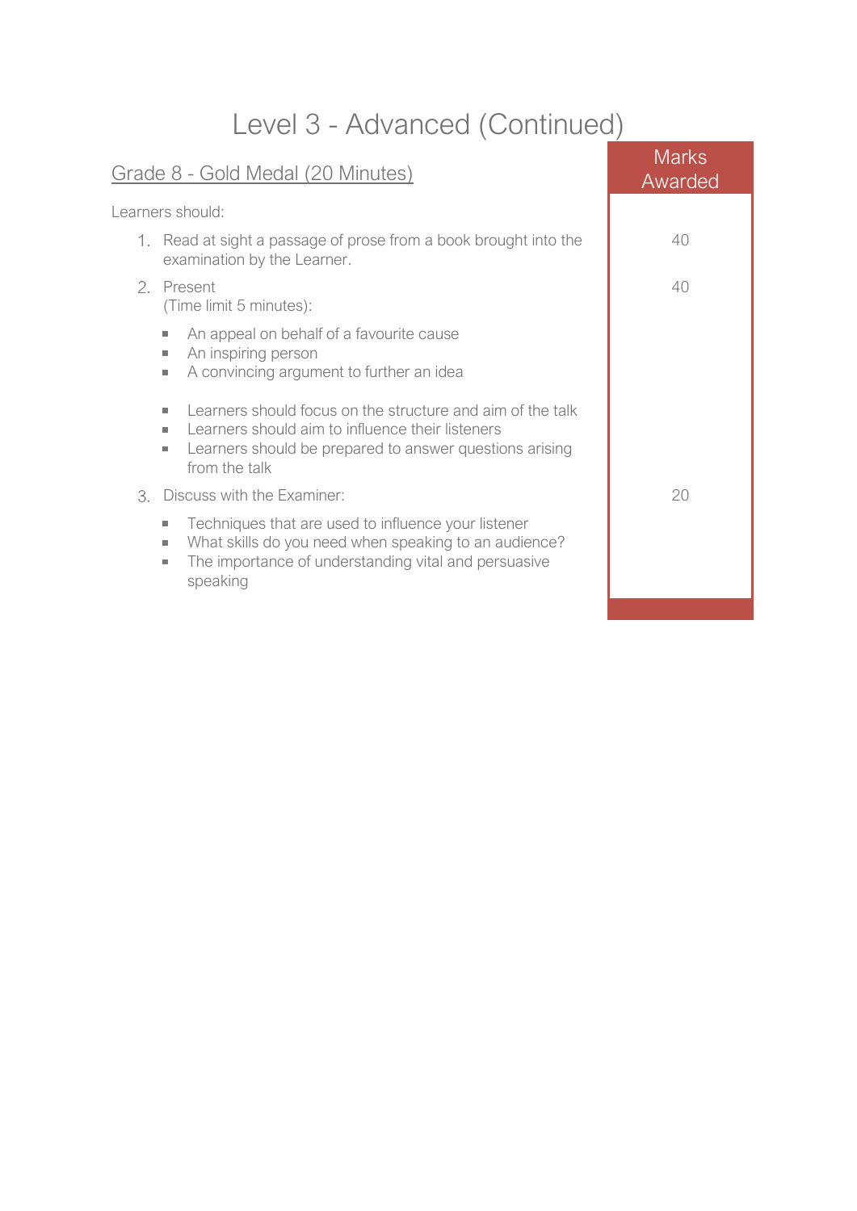# Level 3 - Advanced (Continued)

| Grade 8 - Gold Medal (20 Minutes) | Marks Awarded |
|---|---|
| Learners should: | |
| 1. Read at sight a passage of prose from a book brought into the examination by the Learner. | 40 |
| 2. Present (Time limit 5 minutes):<br>▪ An appeal on behalf of a favourite cause<br>▪ An inspiring person<br>▪ A convincing argument to further an idea<br><br>▪ Learners should focus on the structure and aim of the talk<br>▪ Learners should aim to influence their listeners<br>▪ Learners should be prepared to answer questions arising from the talk | 40 |
| 3. Discuss with the Examiner:<br>▪ Techniques that are used to influence your listener<br>▪ What skills do you need when speaking to an audience?<br>▪ The importance of understanding vital and persuasive speaking | 20 |